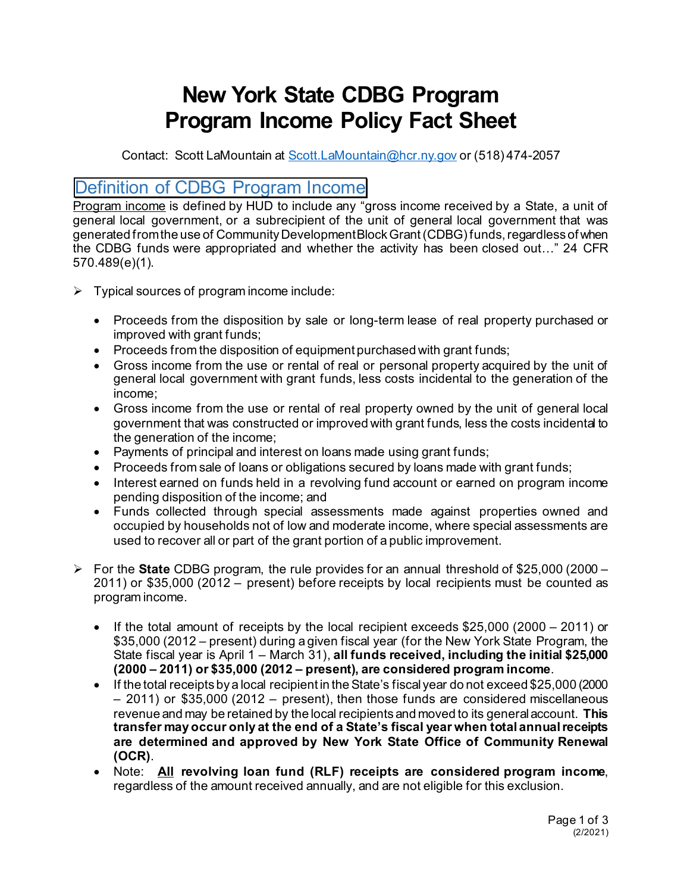# New York State CDBG Program Program Income Policy Fact Sheet

Contact: Scott LaMountain at Scott.LaMountain@hcr.ny.gov or (518) 474-2057

## Definition of CDBG Program Income

Program income is defined by HUD to include any "gross income received by a State, a unit of general local government, or a subrecipient of the unit of general local government that was generated from the use of Community Development Block Grant (CDBG) funds, regardless of when the CDBG funds were appropriated and whether the activity has been closed out…" 24 CFR 570.489(e)(1).

- Typical sources of program income include:
  - Proceeds from the disposition by sale or long-term lease of real property purchased or improved with grant funds;
  - Proceeds from the disposition of equipment purchased with grant funds;
  - Gross income from the use or rental of real or personal property acquired by the unit of general local government with grant funds, less costs incidental to the generation of the income;
  - Gross income from the use or rental of real property owned by the unit of general local government that was constructed or improved with grant funds, less the costs incidental to the generation of the income;
  - Payments of principal and interest on loans made using grant funds;
  - Proceeds from sale of loans or obligations secured by loans made with grant funds;
  - Interest earned on funds held in a revolving fund account or earned on program income pending disposition of the income; and
  - Funds collected through special assessments made against properties owned and occupied by households not of low and moderate income, where special assessments are used to recover all or part of the grant portion of a public improvement.

- For the **State** CDBG program, the rule provides for an annual threshold of $25,000 (2000 – 2011) or $35,000 (2012 – present) before receipts by local recipients must be counted as program income.
  - If the total amount of receipts by the local recipient exceeds $25,000 (2000 – 2011) or $35,000 (2012 – present) during a given fiscal year (for the New York State Program, the State fiscal year is April 1 – March 31), **all funds received, including the initial $25,000 (2000 – 2011) or $35,000 (2012 – present), are considered program income**.
  - If the total receipts by a local recipient in the State's fiscal year do not exceed $25,000 (2000 – 2011) or $35,000 (2012 – present), then those funds are considered miscellaneous revenue and may be retained by the local recipients and moved to its general account. **This transfer may occur only at the end of a State's fiscal year when total annual receipts are determined and approved by New York State Office of Community Renewal (OCR)**.
  - Note: **<u>All</u> revolving loan fund (RLF) receipts are considered program income**, regardless of the amount received annually, and are not eligible for this exclusion.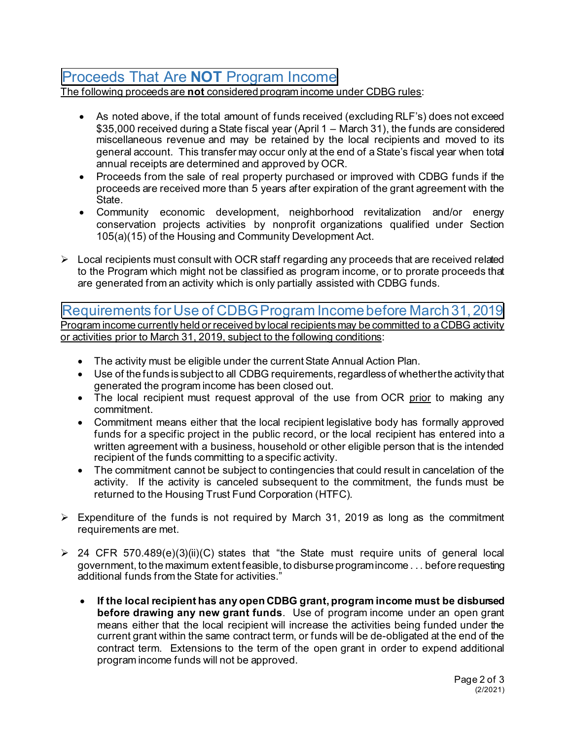## Proceeds That Are **NOT** Program Income

<u>The following proceeds are **not** considered program income under CDBG rules</u>:

- As noted above, if the total amount of funds received (excluding RLF's) does not exceed $35,000 received during a State fiscal year (April 1 – March 31), the funds are considered miscellaneous revenue and may be retained by the local recipients and moved to its general account. This transfer may occur only at the end of a State's fiscal year when total annual receipts are determined and approved by OCR.
- Proceeds from the sale of real property purchased or improved with CDBG funds if the proceeds are received more than 5 years after expiration of the grant agreement with the State.
- Community economic development, neighborhood revitalization and/or energy conservation projects activities by nonprofit organizations qualified under Section 105(a)(15) of the Housing and Community Development Act.

➢ Local recipients must consult with OCR staff regarding any proceeds that are received related to the Program which might not be classified as program income, or to prorate proceeds that are generated from an activity which is only partially assisted with CDBG funds.

## Requirements for Use of CDBG Program Income before March 31, 2019

<u>Program income currently held or received by local recipients may be committed to a CDBG activity or activities prior to March 31, 2019, subject to the following conditions</u>:

- The activity must be eligible under the current State Annual Action Plan.
- Use of the funds is subject to all CDBG requirements, regardless of whether the activity that generated the program income has been closed out.
- The local recipient must request approval of the use from OCR <u>prior</u> to making any commitment.
- Commitment means either that the local recipient legislative body has formally approved funds for a specific project in the public record, or the local recipient has entered into a written agreement with a business, household or other eligible person that is the intended recipient of the funds committing to a specific activity.
- The commitment cannot be subject to contingencies that could result in cancelation of the activity. If the activity is canceled subsequent to the commitment, the funds must be returned to the Housing Trust Fund Corporation (HTFC).

➢ Expenditure of the funds is not required by March 31, 2019 as long as the commitment requirements are met.

➢ 24 CFR 570.489(e)(3)(ii)(C) states that "the State must require units of general local government, to the maximum extent feasible, to disburse program income . . . before requesting additional funds from the State for activities."

- **If the local recipient has any open CDBG grant, program income must be disbursed before drawing any new grant funds**. Use of program income under an open grant means either that the local recipient will increase the activities being funded under the current grant within the same contract term, or funds will be de-obligated at the end of the contract term. Extensions to the term of the open grant in order to expend additional program income funds will not be approved.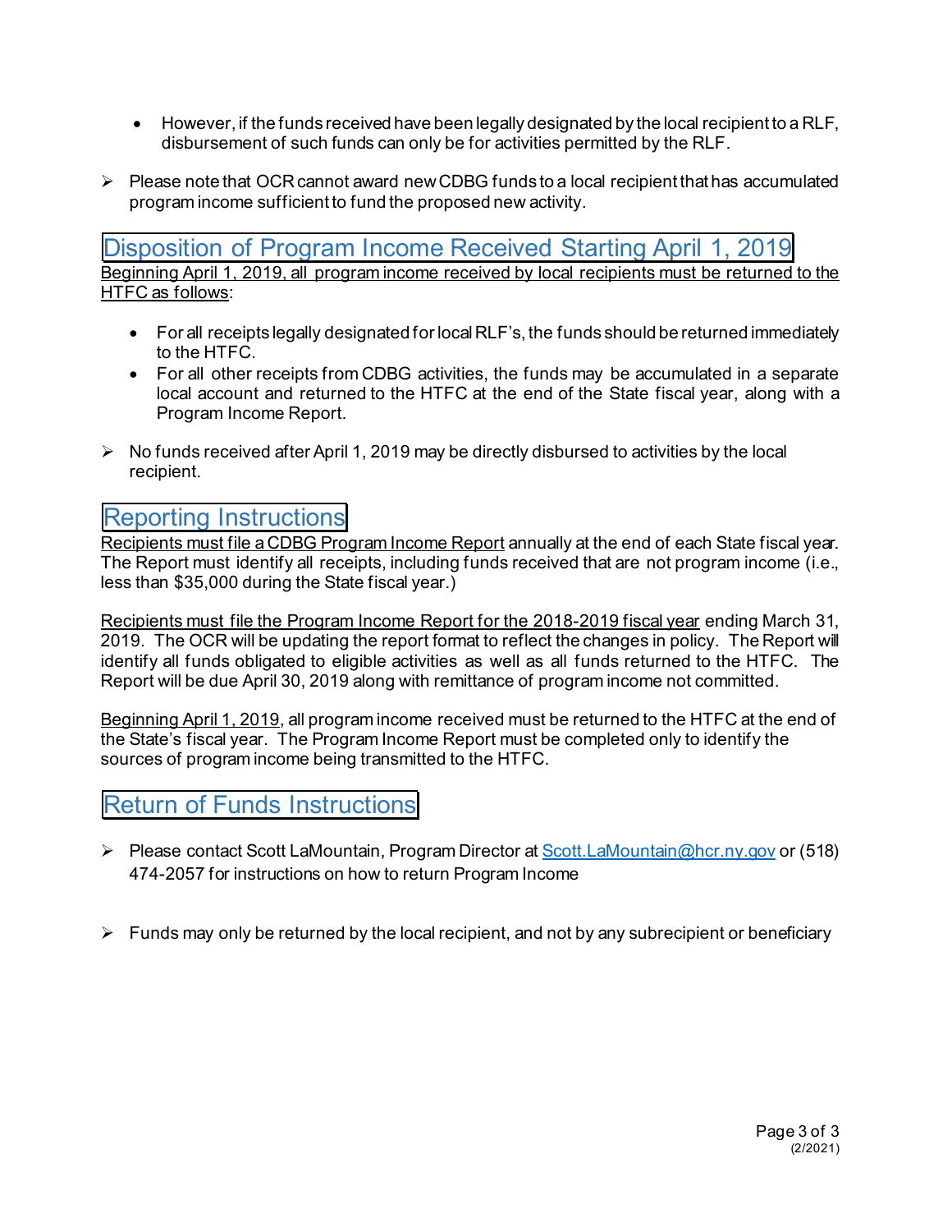- However, if the funds received have been legally designated by the local recipient to a RLF, disbursement of such funds can only be for activities permitted by the RLF.

➢ Please note that OCR cannot award new CDBG funds to a local recipient that has accumulated program income sufficient to fund the proposed new activity.

## Disposition of Program Income Received Starting April 1, 2019

Beginning April 1, 2019, all program income received by local recipients must be returned to the HTFC as follows:

- For all receipts legally designated for local RLF's, the funds should be returned immediately to the HTFC.
- For all other receipts from CDBG activities, the funds may be accumulated in a separate local account and returned to the HTFC at the end of the State fiscal year, along with a Program Income Report.

➢ No funds received after April 1, 2019 may be directly disbursed to activities by the local recipient.

## Reporting Instructions

Recipients must file a CDBG Program Income Report annually at the end of each State fiscal year. The Report must identify all receipts, including funds received that are not program income (i.e., less than $35,000 during the State fiscal year.)

Recipients must file the Program Income Report for the 2018-2019 fiscal year ending March 31, 2019. The OCR will be updating the report format to reflect the changes in policy. The Report will identify all funds obligated to eligible activities as well as all funds returned to the HTFC. The Report will be due April 30, 2019 along with remittance of program income not committed.

Beginning April 1, 2019, all program income received must be returned to the HTFC at the end of the State's fiscal year. The Program Income Report must be completed only to identify the sources of program income being transmitted to the HTFC.

## Return of Funds Instructions

➢ Please contact Scott LaMountain, Program Director at Scott.LaMountain@hcr.ny.gov or (518) 474-2057 for instructions on how to return Program Income

➢ Funds may only be returned by the local recipient, and not by any subrecipient or beneficiary

(2/2021)